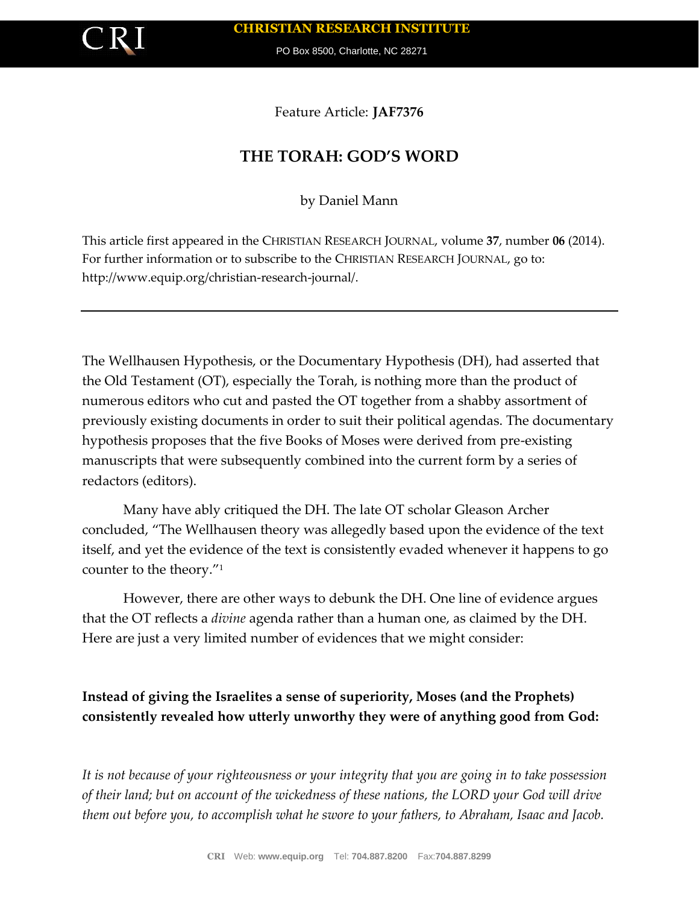Feature Article: **JAF7376**

# THE TORAH: GOD'S WORD

by Daniel Mann

This article first appeared in the CHRISTIAN RESEARCH JOURNAL, volume **37**, number **06** (2014). For further information or to subscribe to the CHRISTIAN RESEARCH JOURNAL, go to: http://www.equip.org/christian-research-journal/.

---

The Wellhausen Hypothesis, or the Documentary Hypothesis (DH), had asserted that the Old Testament (OT), especially the Torah, is nothing more than the product of numerous editors who cut and pasted the OT together from a shabby assortment of previously existing documents in order to suit their political agendas. The documentary hypothesis proposes that the five Books of Moses were derived from pre-existing manuscripts that were subsequently combined into the current form by a series of redactors (editors).

Many have ably critiqued the DH. The late OT scholar Gleason Archer concluded, "The Wellhausen theory was allegedly based upon the evidence of the text itself, and yet the evidence of the text is consistently evaded whenever it happens to go counter to the theory."[1]

However, there are other ways to debunk the DH. One line of evidence argues that the OT reflects a *divine* agenda rather than a human one, as claimed by the DH. Here are just a very limited number of evidences that we might consider:

**Instead of giving the Israelites a sense of superiority, Moses (and the Prophets) consistently revealed how utterly unworthy they were of anything good from God:**

*It is not because of your righteousness or your integrity that you are going in to take possession of their land; but on account of the wickedness of these nations, the LORD your God will drive them out before you, to accomplish what he swore to your fathers, to Abraham, Isaac and Jacob.*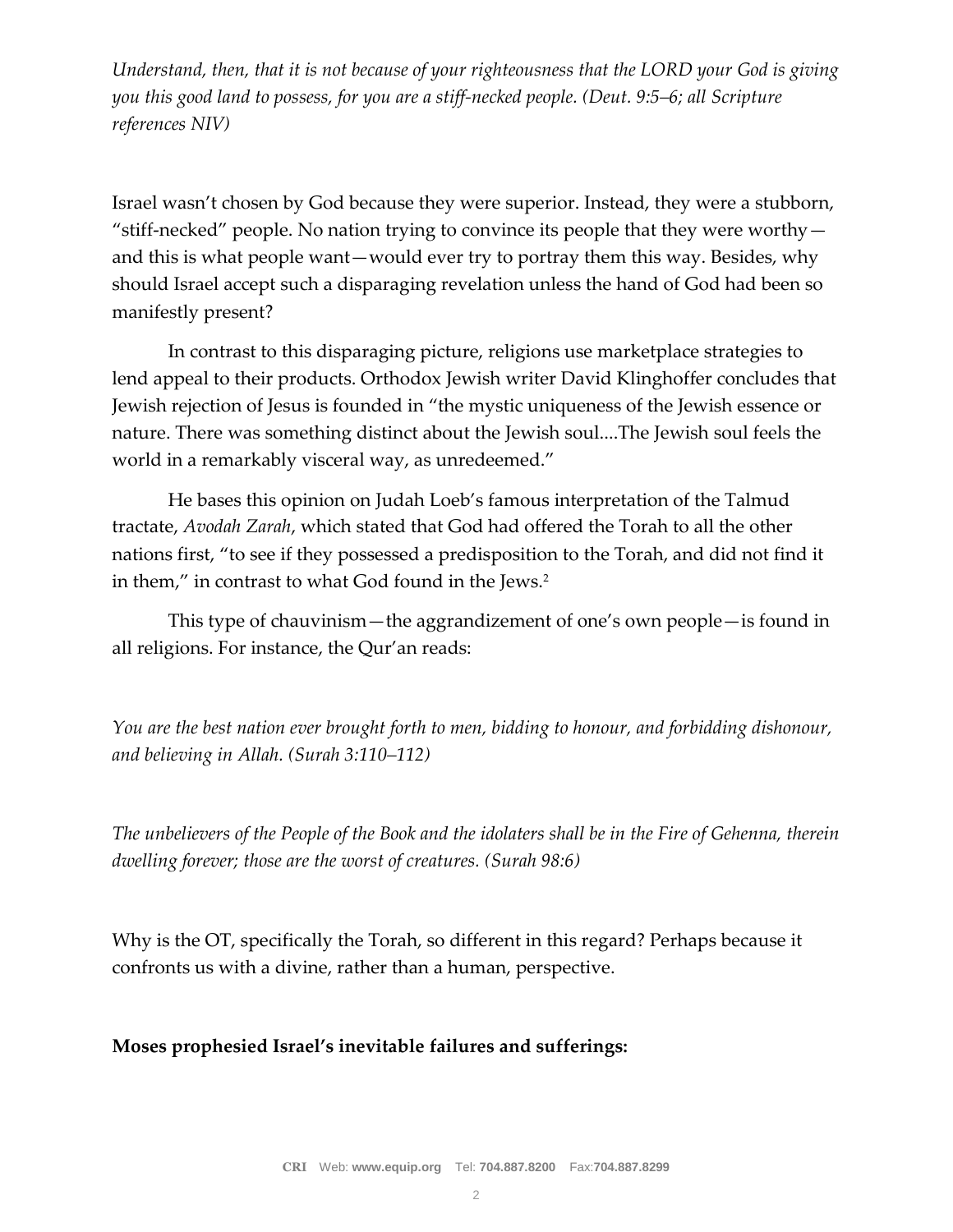*Understand, then, that it is not because of your righteousness that the LORD your God is giving you this good land to possess, for you are a stiff-necked people. (Deut. 9:5–6; all Scripture references NIV)*

Israel wasn't chosen by God because they were superior. Instead, they were a stubborn, "stiff-necked" people. No nation trying to convince its people that they were worthy—and this is what people want—would ever try to portray them this way. Besides, why should Israel accept such a disparaging revelation unless the hand of God had been so manifestly present?

In contrast to this disparaging picture, religions use marketplace strategies to lend appeal to their products. Orthodox Jewish writer David Klinghoffer concludes that Jewish rejection of Jesus is founded in "the mystic uniqueness of the Jewish essence or nature. There was something distinct about the Jewish soul....The Jewish soul feels the world in a remarkably visceral way, as unredeemed."

He bases this opinion on Judah Loeb's famous interpretation of the Talmud tractate, *Avodah Zarah*, which stated that God had offered the Torah to all the other nations first, "to see if they possessed a predisposition to the Torah, and did not find it in them," in contrast to what God found in the Jews.[2]

This type of chauvinism—the aggrandizement of one's own people—is found in all religions. For instance, the Qur'an reads:

*You are the best nation ever brought forth to men, bidding to honour, and forbidding dishonour, and believing in Allah. (Surah 3:110–112)*

*The unbelievers of the People of the Book and the idolaters shall be in the Fire of Gehenna, therein dwelling forever; those are the worst of creatures. (Surah 98:6)*

Why is the OT, specifically the Torah, so different in this regard? Perhaps because it confronts us with a divine, rather than a human, perspective.

**Moses prophesied Israel's inevitable failures and sufferings:**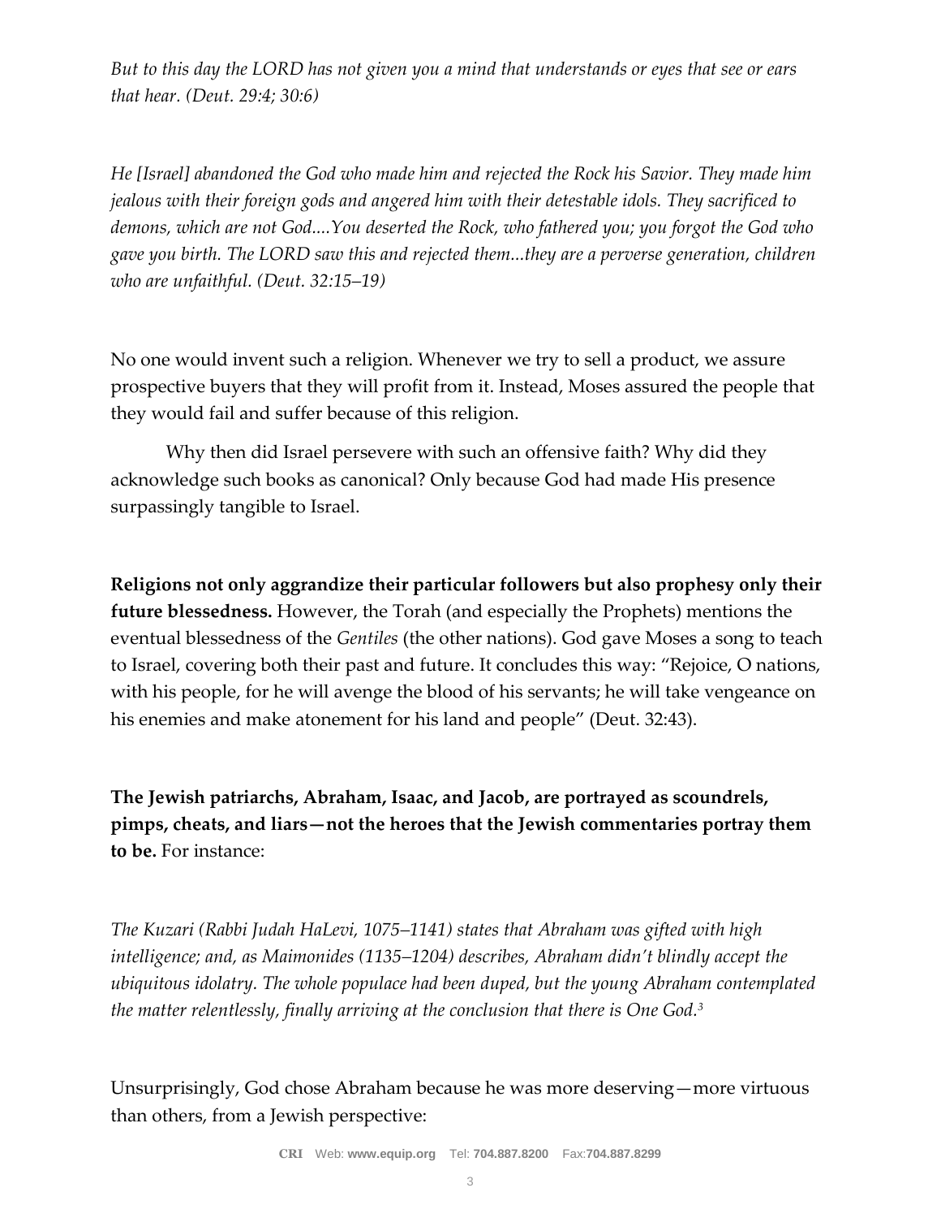*But to this day the LORD has not given you a mind that understands or eyes that see or ears that hear. (Deut. 29:4; 30:6)*

*He [Israel] abandoned the God who made him and rejected the Rock his Savior. They made him jealous with their foreign gods and angered him with their detestable idols. They sacrificed to demons, which are not God....You deserted the Rock, who fathered you; you forgot the God who gave you birth. The LORD saw this and rejected them...they are a perverse generation, children who are unfaithful. (Deut. 32:15–19)*

No one would invent such a religion. Whenever we try to sell a product, we assure prospective buyers that they will profit from it. Instead, Moses assured the people that they would fail and suffer because of this religion.

Why then did Israel persevere with such an offensive faith? Why did they acknowledge such books as canonical? Only because God had made His presence surpassingly tangible to Israel.

**Religions not only aggrandize their particular followers but also prophesy only their future blessedness.** However, the Torah (and especially the Prophets) mentions the eventual blessedness of the *Gentiles* (the other nations). God gave Moses a song to teach to Israel, covering both their past and future. It concludes this way: "Rejoice, O nations, with his people, for he will avenge the blood of his servants; he will take vengeance on his enemies and make atonement for his land and people" (Deut. 32:43).

**The Jewish patriarchs, Abraham, Isaac, and Jacob, are portrayed as scoundrels, pimps, cheats, and liars—not the heroes that the Jewish commentaries portray them to be.** For instance:

*The Kuzari (Rabbi Judah HaLevi, 1075–1141) states that Abraham was gifted with high intelligence; and, as Maimonides (1135–1204) describes, Abraham didn't blindly accept the ubiquitous idolatry. The whole populace had been duped, but the young Abraham contemplated the matter relentlessly, finally arriving at the conclusion that there is One God.*[3]

Unsurprisingly, God chose Abraham because he was more deserving—more virtuous than others, from a Jewish perspective: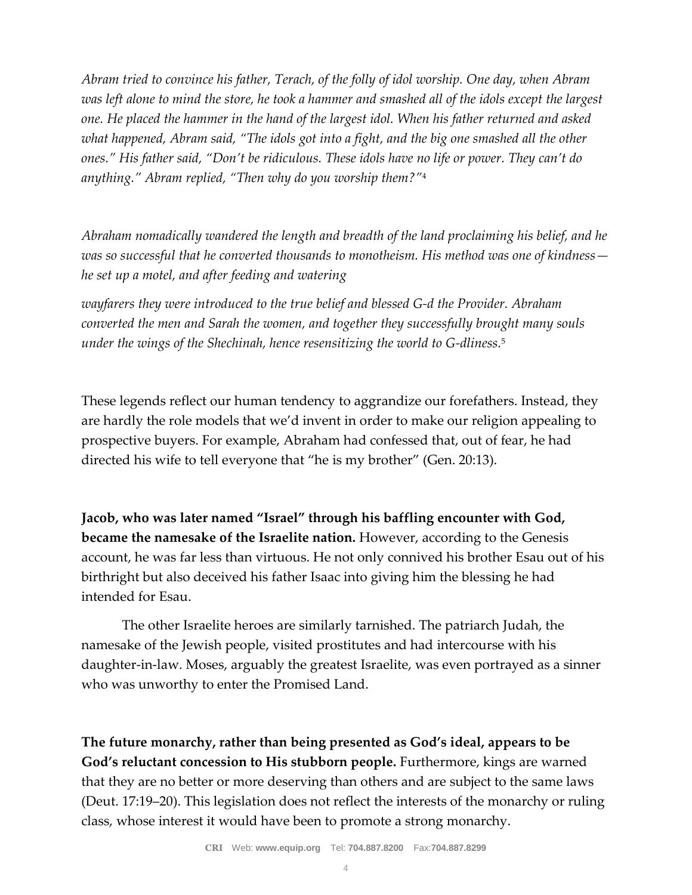*Abram tried to convince his father, Terach, of the folly of idol worship. One day, when Abram was left alone to mind the store, he took a hammer and smashed all of the idols except the largest one. He placed the hammer in the hand of the largest idol. When his father returned and asked what happened, Abram said, "The idols got into a fight, and the big one smashed all the other ones." His father said, "Don't be ridiculous. These idols have no life or power. They can't do anything." Abram replied, "Then why do you worship them?"*[4]

*Abraham nomadically wandered the length and breadth of the land proclaiming his belief, and he was so successful that he converted thousands to monotheism. His method was one of kindness—he set up a motel, and after feeding and watering wayfarers they were introduced to the true belief and blessed G-d the Provider. Abraham converted the men and Sarah the women, and together they successfully brought many souls under the wings of the Shechinah, hence resensitizing the world to G-dliness.*[5]

These legends reflect our human tendency to aggrandize our forefathers. Instead, they are hardly the role models that we'd invent in order to make our religion appealing to prospective buyers. For example, Abraham had confessed that, out of fear, he had directed his wife to tell everyone that "he is my brother" (Gen. 20:13).

**Jacob, who was later named "Israel" through his baffling encounter with God, became the namesake of the Israelite nation.** However, according to the Genesis account, he was far less than virtuous. He not only connived his brother Esau out of his birthright but also deceived his father Isaac into giving him the blessing he had intended for Esau.

The other Israelite heroes are similarly tarnished. The patriarch Judah, the namesake of the Jewish people, visited prostitutes and had intercourse with his daughter-in-law. Moses, arguably the greatest Israelite, was even portrayed as a sinner who was unworthy to enter the Promised Land.

**The future monarchy, rather than being presented as God's ideal, appears to be God's reluctant concession to His stubborn people.** Furthermore, kings are warned that they are no better or more deserving than others and are subject to the same laws (Deut. 17:19–20). This legislation does not reflect the interests of the monarchy or ruling class, whose interest it would have been to promote a strong monarchy.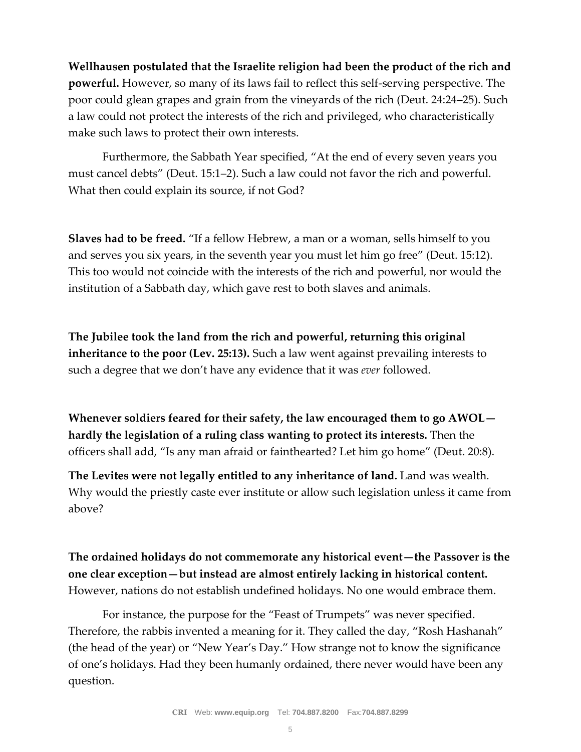**Wellhausen postulated that the Israelite religion had been the product of the rich and powerful.** However, so many of its laws fail to reflect this self-serving perspective. The poor could glean grapes and grain from the vineyards of the rich (Deut. 24:24–25). Such a law could not protect the interests of the rich and privileged, who characteristically make such laws to protect their own interests.

Furthermore, the Sabbath Year specified, "At the end of every seven years you must cancel debts" (Deut. 15:1–2). Such a law could not favor the rich and powerful. What then could explain its source, if not God?

**Slaves had to be freed.** "If a fellow Hebrew, a man or a woman, sells himself to you and serves you six years, in the seventh year you must let him go free" (Deut. 15:12). This too would not coincide with the interests of the rich and powerful, nor would the institution of a Sabbath day, which gave rest to both slaves and animals.

**The Jubilee took the land from the rich and powerful, returning this original inheritance to the poor (Lev. 25:13).** Such a law went against prevailing interests to such a degree that we don't have any evidence that it was *ever* followed.

**Whenever soldiers feared for their safety, the law encouraged them to go AWOL—hardly the legislation of a ruling class wanting to protect its interests.** Then the officers shall add, "Is any man afraid or fainthearted? Let him go home" (Deut. 20:8).

**The Levites were not legally entitled to any inheritance of land.** Land was wealth. Why would the priestly caste ever institute or allow such legislation unless it came from above?

**The ordained holidays do not commemorate any historical event—the Passover is the one clear exception—but instead are almost entirely lacking in historical content.** However, nations do not establish undefined holidays. No one would embrace them.

For instance, the purpose for the "Feast of Trumpets" was never specified. Therefore, the rabbis invented a meaning for it. They called the day, "Rosh Hashanah" (the head of the year) or "New Year's Day." How strange not to know the significance of one's holidays. Had they been humanly ordained, there never would have been any question.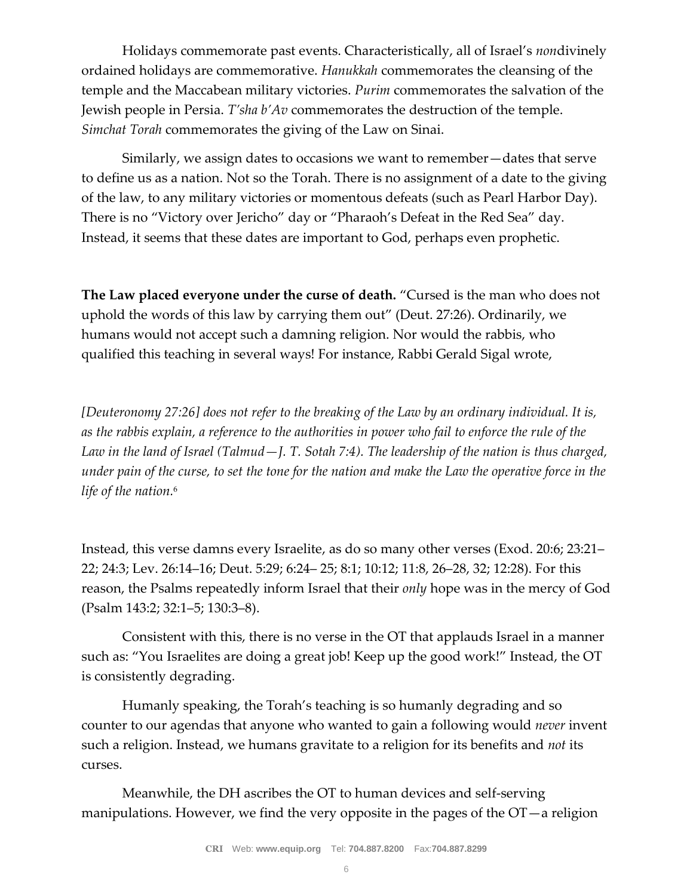Holidays commemorate past events. Characteristically, all of Israel's *non*divinely ordained holidays are commemorative. *Hanukkah* commemorates the cleansing of the temple and the Maccabean military victories. *Purim* commemorates the salvation of the Jewish people in Persia. *T'sha b'Av* commemorates the destruction of the temple. *Simchat Torah* commemorates the giving of the Law on Sinai.

Similarly, we assign dates to occasions we want to remember—dates that serve to define us as a nation. Not so the Torah. There is no assignment of a date to the giving of the law, to any military victories or momentous defeats (such as Pearl Harbor Day). There is no "Victory over Jericho" day or "Pharaoh's Defeat in the Red Sea" day. Instead, it seems that these dates are important to God, perhaps even prophetic.

**The Law placed everyone under the curse of death.** "Cursed is the man who does not uphold the words of this law by carrying them out" (Deut. 27:26). Ordinarily, we humans would not accept such a damning religion. Nor would the rabbis, who qualified this teaching in several ways! For instance, Rabbi Gerald Sigal wrote,

*[Deuteronomy 27:26] does not refer to the breaking of the Law by an ordinary individual. It is, as the rabbis explain, a reference to the authorities in power who fail to enforce the rule of the Law in the land of Israel (Talmud—J. T. Sotah 7:4). The leadership of the nation is thus charged, under pain of the curse, to set the tone for the nation and make the Law the operative force in the life of the nation.*[6]

Instead, this verse damns every Israelite, as do so many other verses (Exod. 20:6; 23:21–22; 24:3; Lev. 26:14–16; Deut. 5:29; 6:24– 25; 8:1; 10:12; 11:8, 26–28, 32; 12:28). For this reason, the Psalms repeatedly inform Israel that their *only* hope was in the mercy of God (Psalm 143:2; 32:1–5; 130:3–8).

Consistent with this, there is no verse in the OT that applauds Israel in a manner such as: "You Israelites are doing a great job! Keep up the good work!" Instead, the OT is consistently degrading.

Humanly speaking, the Torah's teaching is so humanly degrading and so counter to our agendas that anyone who wanted to gain a following would *never* invent such a religion. Instead, we humans gravitate to a religion for its benefits and *not* its curses.

Meanwhile, the DH ascribes the OT to human devices and self-serving manipulations. However, we find the very opposite in the pages of the OT—a religion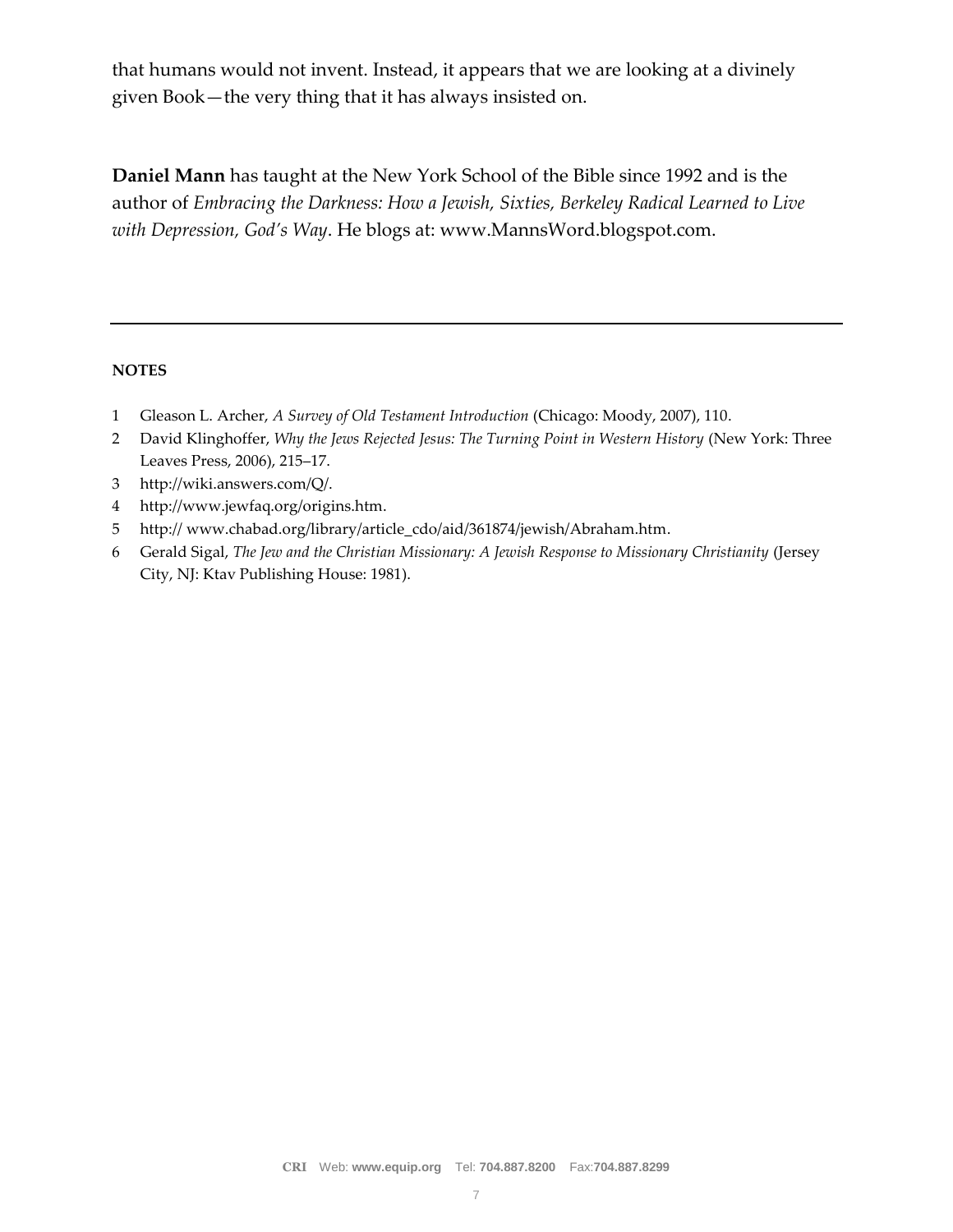that humans would not invent. Instead, it appears that we are looking at a divinely given Book—the very thing that it has always insisted on.

**Daniel Mann** has taught at the New York School of the Bible since 1992 and is the author of *Embracing the Darkness: How a Jewish, Sixties, Berkeley Radical Learned to Live with Depression, God's Way*. He blogs at: www.MannsWord.blogspot.com.

---

**NOTES**

1. Gleason L. Archer, *A Survey of Old Testament Introduction* (Chicago: Moody, 2007), 110.
2. David Klinghoffer, *Why the Jews Rejected Jesus: The Turning Point in Western History* (New York: Three Leaves Press, 2006), 215–17.
3. http://wiki.answers.com/Q/.
4. http://www.jewfaq.org/origins.htm.
5. http:// www.chabad.org/library/article_cdo/aid/361874/jewish/Abraham.htm.
6. Gerald Sigal, *The Jew and the Christian Missionary: A Jewish Response to Missionary Christianity* (Jersey City, NJ: Ktav Publishing House: 1981).